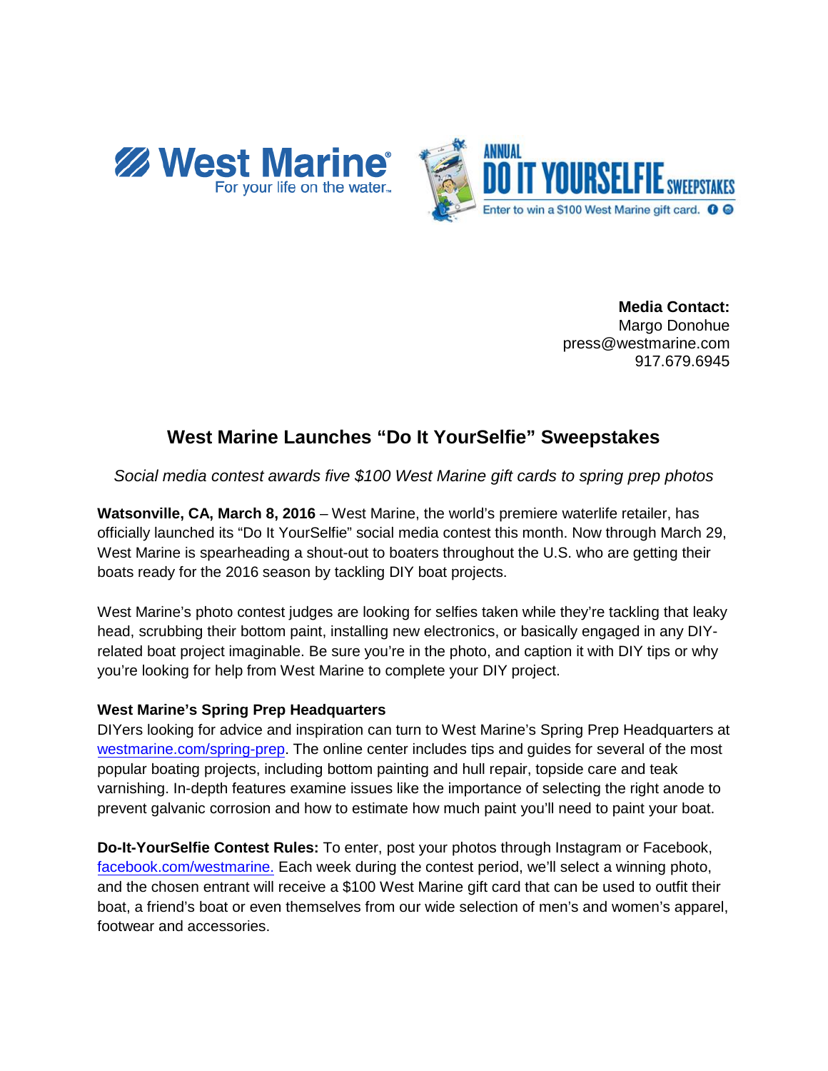West Marine
For your life on the water.

ANNUAL DO IT YOURSELFIE SWEEPSTAKES
Enter to win a $100 West Marine gift card.

**Media Contact:**
Margo Donohue
press@westmarine.com
917.679.6945

# West Marine Launches “Do It YourSelfie” Sweepstakes

*Social media contest awards five $100 West Marine gift cards to spring prep photos*

**Watsonville, CA, March 8, 2016** – West Marine, the world’s premiere waterlife retailer, has officially launched its “Do It YourSelfie” social media contest this month. Now through March 29, West Marine is spearheading a shout-out to boaters throughout the U.S. who are getting their boats ready for the 2016 season by tackling DIY boat projects.

West Marine’s photo contest judges are looking for selfies taken while they’re tackling that leaky head, scrubbing their bottom paint, installing new electronics, or basically engaged in any DIY-related boat project imaginable. Be sure you’re in the photo, and caption it with DIY tips or why you’re looking for help from West Marine to complete your DIY project.

**West Marine’s Spring Prep Headquarters**
DIYers looking for advice and inspiration can turn to West Marine’s Spring Prep Headquarters at westmarine.com/spring-prep. The online center includes tips and guides for several of the most popular boating projects, including bottom painting and hull repair, topside care and teak varnishing. In-depth features examine issues like the importance of selecting the right anode to prevent galvanic corrosion and how to estimate how much paint you’ll need to paint your boat.

**Do-It-YourSelfie Contest Rules:** To enter, post your photos through Instagram or Facebook, facebook.com/westmarine. Each week during the contest period, we’ll select a winning photo, and the chosen entrant will receive a $100 West Marine gift card that can be used to outfit their boat, a friend’s boat or even themselves from our wide selection of men’s and women’s apparel, footwear and accessories.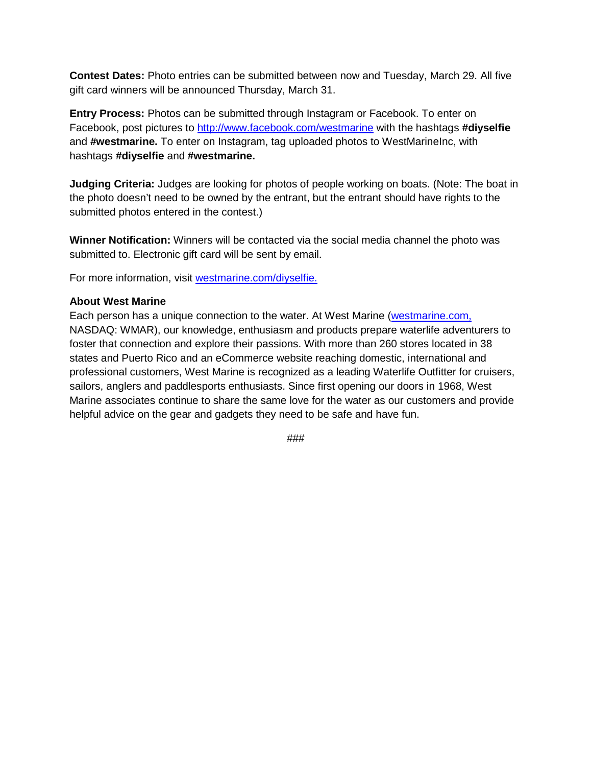**Contest Dates:** Photo entries can be submitted between now and Tuesday, March 29. All five gift card winners will be announced Thursday, March 31.

**Entry Process:** Photos can be submitted through Instagram or Facebook. To enter on Facebook, post pictures to http://www.facebook.com/westmarine with the hashtags **#diyselfie** and **#westmarine.** To enter on Instagram, tag uploaded photos to WestMarineInc, with hashtags **#diyselfie** and **#westmarine.**

**Judging Criteria:** Judges are looking for photos of people working on boats. (Note: The boat in the photo doesn't need to be owned by the entrant, but the entrant should have rights to the submitted photos entered in the contest.)

**Winner Notification:** Winners will be contacted via the social media channel the photo was submitted to. Electronic gift card will be sent by email.

For more information, visit westmarine.com/diyselfie.

**About West Marine**

Each person has a unique connection to the water. At West Marine (westmarine.com, NASDAQ: WMAR), our knowledge, enthusiasm and products prepare waterlife adventurers to foster that connection and explore their passions. With more than 260 stores located in 38 states and Puerto Rico and an eCommerce website reaching domestic, international and professional customers, West Marine is recognized as a leading Waterlife Outfitter for cruisers, sailors, anglers and paddlesports enthusiasts. Since first opening our doors in 1968, West Marine associates continue to share the same love for the water as our customers and provide helpful advice on the gear and gadgets they need to be safe and have fun.

###